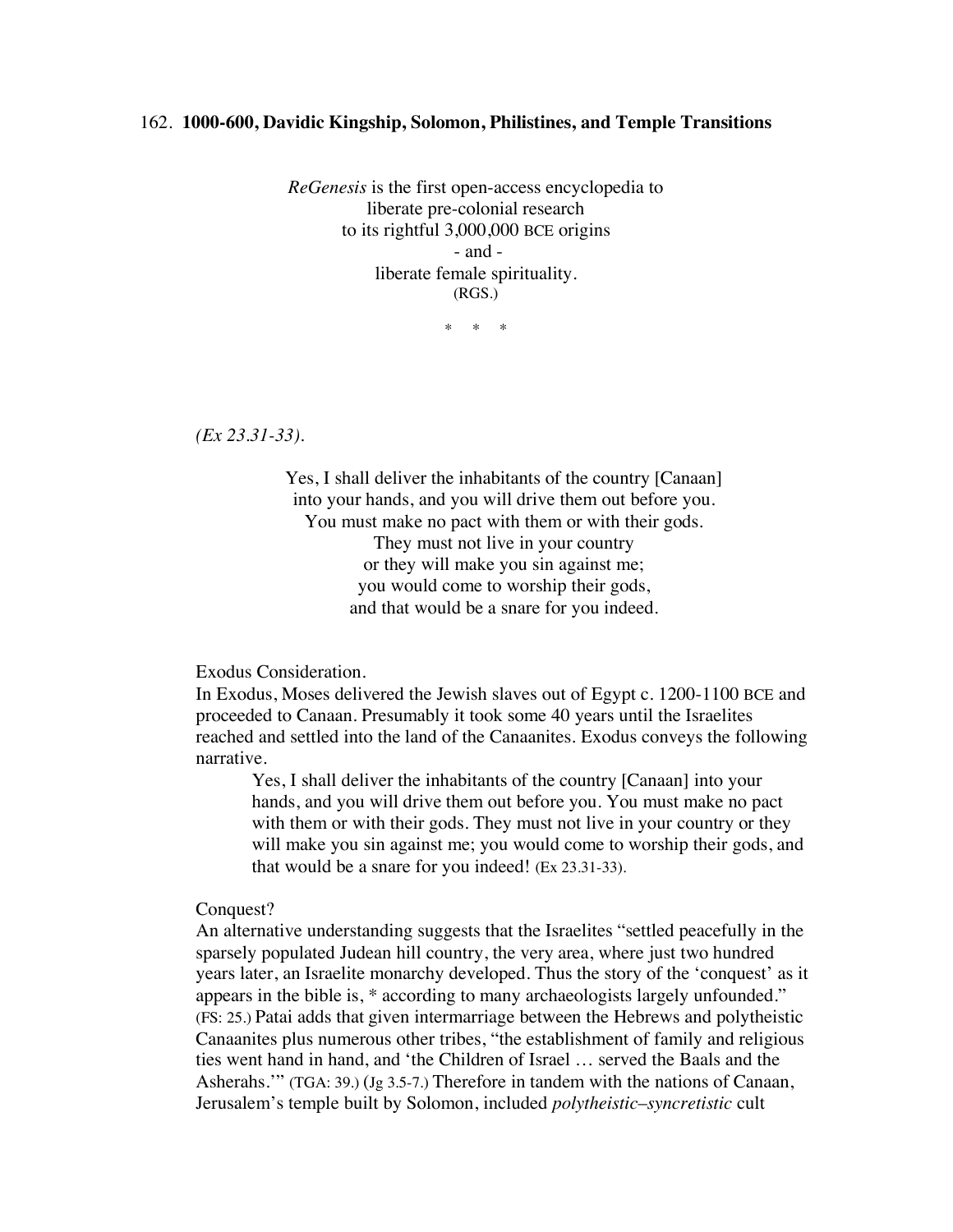162. **1000-600, Davidic Kingship, Solomon, Philistines, and Temple Transitions**

*ReGenesis* is the first open-access encyclopedia to
liberate pre-colonial research
to its rightful 3,000,000 BCE origins
\- and -
liberate female spirituality.
(RGS.)

\* \* \*

*(Ex 23.31-33).*

Yes, I shall deliver the inhabitants of the country [Canaan]
into your hands, and you will drive them out before you.
You must make no pact with them or with their gods.
They must not live in your country
or they will make you sin against me;
you would come to worship their gods,
and that would be a snare for you indeed.

Exodus Consideration.
In Exodus, Moses delivered the Jewish slaves out of Egypt c. 1200-1100 BCE and proceeded to Canaan. Presumably it took some 40 years until the Israelites reached and settled into the land of the Canaanites. Exodus conveys the following narrative.

> Yes, I shall deliver the inhabitants of the country [Canaan] into your hands, and you will drive them out before you. You must make no pact with them or with their gods. They must not live in your country or they will make you sin against me; you would come to worship their gods, and that would be a snare for you indeed! (Ex 23.31-33).

Conquest?
An alternative understanding suggests that the Israelites "settled peacefully in the sparsely populated Judean hill country, the very area, where just two hundred years later, an Israelite monarchy developed. Thus the story of the 'conquest' as it appears in the bible is, * according to many archaeologists largely unfounded." (FS: 25.) Patai adds that given intermarriage between the Hebrews and polytheistic Canaanites plus numerous other tribes, "the establishment of family and religious ties went hand in hand, and 'the Children of Israel … served the Baals and the Asherahs.'" (TGA: 39.) (Jg 3.5-7.) Therefore in tandem with the nations of Canaan, Jerusalem's temple built by Solomon, included *polytheistic–syncretistic* cult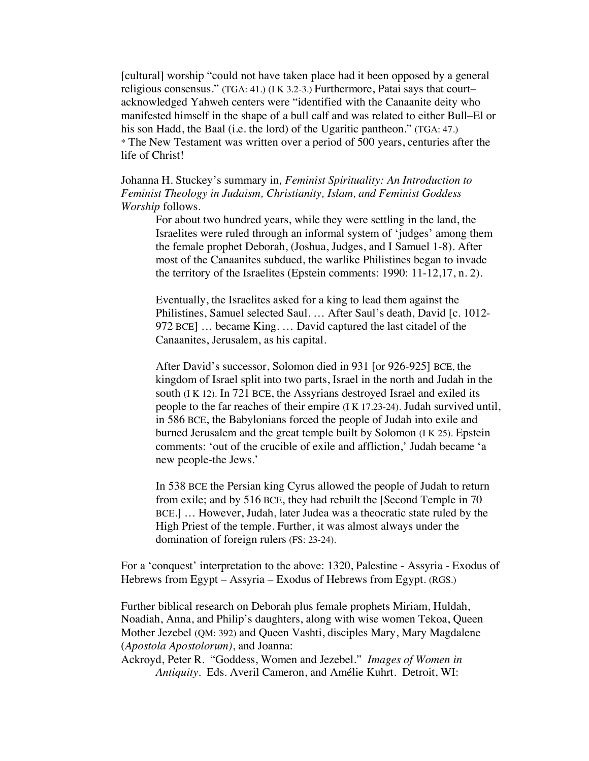[cultural] worship "could not have taken place had it been opposed by a general religious consensus." (TGA: 41.) (I K 3.2-3.) Furthermore, Patai says that court–acknowledged Yahweh centers were "identified with the Canaanite deity who manifested himself in the shape of a bull calf and was related to either Bull–El or his son Hadd, the Baal (i.e. the lord) of the Ugaritic pantheon." (TGA: 47.)
* The New Testament was written over a period of 500 years, centuries after the life of Christ!

Johanna H. Stuckey's summary in, *Feminist Spirituality: An Introduction to Feminist Theology in Judaism, Christianity, Islam, and Feminist Goddess Worship* follows.

> For about two hundred years, while they were settling in the land, the Israelites were ruled through an informal system of 'judges' among them the female prophet Deborah, (Joshua, Judges, and I Samuel 1-8). After most of the Canaanites subdued, the warlike Philistines began to invade the territory of the Israelites (Epstein comments: 1990: 11-12,17, n. 2).
>
> Eventually, the Israelites asked for a king to lead them against the Philistines, Samuel selected Saul. … After Saul's death, David [c. 1012-972 BCE] … became King. … David captured the last citadel of the Canaanites, Jerusalem, as his capital.
>
> After David's successor, Solomon died in 931 [or 926-925] BCE, the kingdom of Israel split into two parts, Israel in the north and Judah in the south (I K 12). In 721 BCE, the Assyrians destroyed Israel and exiled its people to the far reaches of their empire (I K 17.23-24). Judah survived until, in 586 BCE, the Babylonians forced the people of Judah into exile and burned Jerusalem and the great temple built by Solomon (I K 25). Epstein comments: 'out of the crucible of exile and affliction,' Judah became 'a new people-the Jews.'
>
> In 538 BCE the Persian king Cyrus allowed the people of Judah to return from exile; and by 516 BCE, they had rebuilt the [Second Temple in 70 BCE.] … However, Judah, later Judea was a theocratic state ruled by the High Priest of the temple. Further, it was almost always under the domination of foreign rulers (FS: 23-24).

For a 'conquest' interpretation to the above: 1320, Palestine - Assyria - Exodus of Hebrews from Egypt – Assyria – Exodus of Hebrews from Egypt. (RGS.)

Further biblical research on Deborah plus female prophets Miriam, Huldah, Noadiah, Anna, and Philip's daughters, along with wise women Tekoa, Queen Mother Jezebel (QM: 392) and Queen Vashti, disciples Mary, Mary Magdalene (*Apostola Apostolorum)*, and Joanna:

Ackroyd, Peter R. "Goddess, Women and Jezebel." *Images of Women in Antiquity*. Eds. Averil Cameron, and Amélie Kuhrt. Detroit, WI: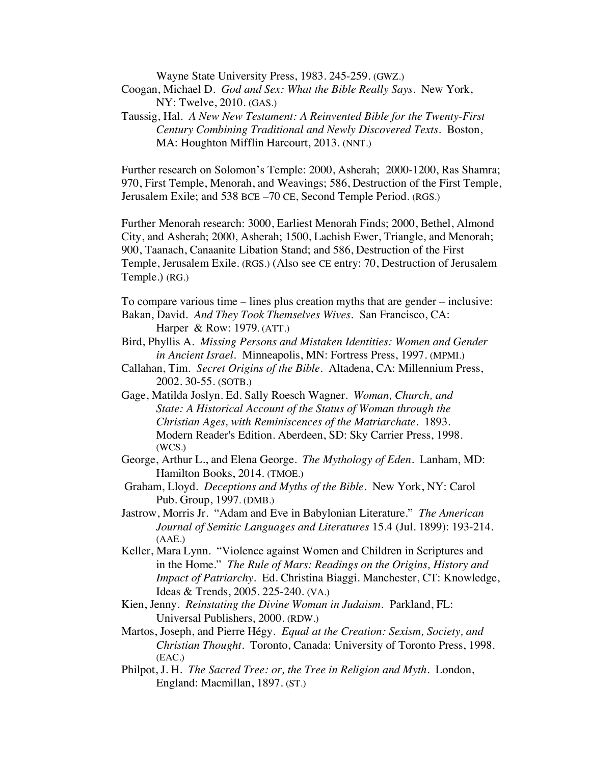Wayne State University Press, 1983. 245-259. (GWZ.)

Coogan, Michael D. *God and Sex: What the Bible Really Says*. New York, NY: Twelve, 2010. (GAS.)

Taussig, Hal. *A New New Testament: A Reinvented Bible for the Twenty-First Century Combining Traditional and Newly Discovered Texts*. Boston, MA: Houghton Mifflin Harcourt, 2013. (NNT.)

Further research on Solomon's Temple: 2000, Asherah; 2000-1200, Ras Shamra; 970, First Temple, Menorah, and Weavings; 586, Destruction of the First Temple, Jerusalem Exile; and 538 BCE –70 CE, Second Temple Period. (RGS.)

Further Menorah research: 3000, Earliest Menorah Finds; 2000, Bethel, Almond City, and Asherah; 2000, Asherah; 1500, Lachish Ewer, Triangle, and Menorah; 900, Taanach, Canaanite Libation Stand; and 586, Destruction of the First Temple, Jerusalem Exile. (RGS.) (Also see CE entry: 70, Destruction of Jerusalem Temple.) (RG.)

To compare various time – lines plus creation myths that are gender – inclusive:

Bakan, David. *And They Took Themselves Wives*. San Francisco, CA: Harper & Row: 1979. (ATT.)

Bird, Phyllis A. *Missing Persons and Mistaken Identities: Women and Gender in Ancient Israel*. Minneapolis, MN: Fortress Press, 1997. (MPMI.)

Callahan, Tim. *Secret Origins of the Bible*. Altadena, CA: Millennium Press, 2002. 30-55. (SOTB.)

Gage, Matilda Joslyn. Ed. Sally Roesch Wagner. *Woman, Church, and State: A Historical Account of the Status of Woman through the Christian Ages, with Reminiscences of the Matriarchate*. 1893. Modern Reader's Edition. Aberdeen, SD: Sky Carrier Press, 1998. (WCS.)

George, Arthur L., and Elena George. *The Mythology of Eden*. Lanham, MD: Hamilton Books, 2014. (TMOE.)

Graham, Lloyd. *Deceptions and Myths of the Bible*. New York, NY: Carol Pub. Group, 1997. (DMB.)

Jastrow, Morris Jr. "Adam and Eve in Babylonian Literature." *The American Journal of Semitic Languages and Literatures* 15.4 (Jul. 1899): 193-214. (AAE.)

Keller, Mara Lynn. "Violence against Women and Children in Scriptures and in the Home." *The Rule of Mars: Readings on the Origins, History and Impact of Patriarchy*. Ed. Christina Biaggi. Manchester, CT: Knowledge, Ideas & Trends, 2005. 225-240. (VA.)

Kien, Jenny. *Reinstating the Divine Woman in Judaism*. Parkland, FL: Universal Publishers, 2000. (RDW.)

Martos, Joseph, and Pierre Hégy. *Equal at the Creation: Sexism, Society, and Christian Thought*. Toronto, Canada: University of Toronto Press, 1998. (EAC.)

Philpot, J. H. *The Sacred Tree: or, the Tree in Religion and Myth*. London, England: Macmillan, 1897. (ST.)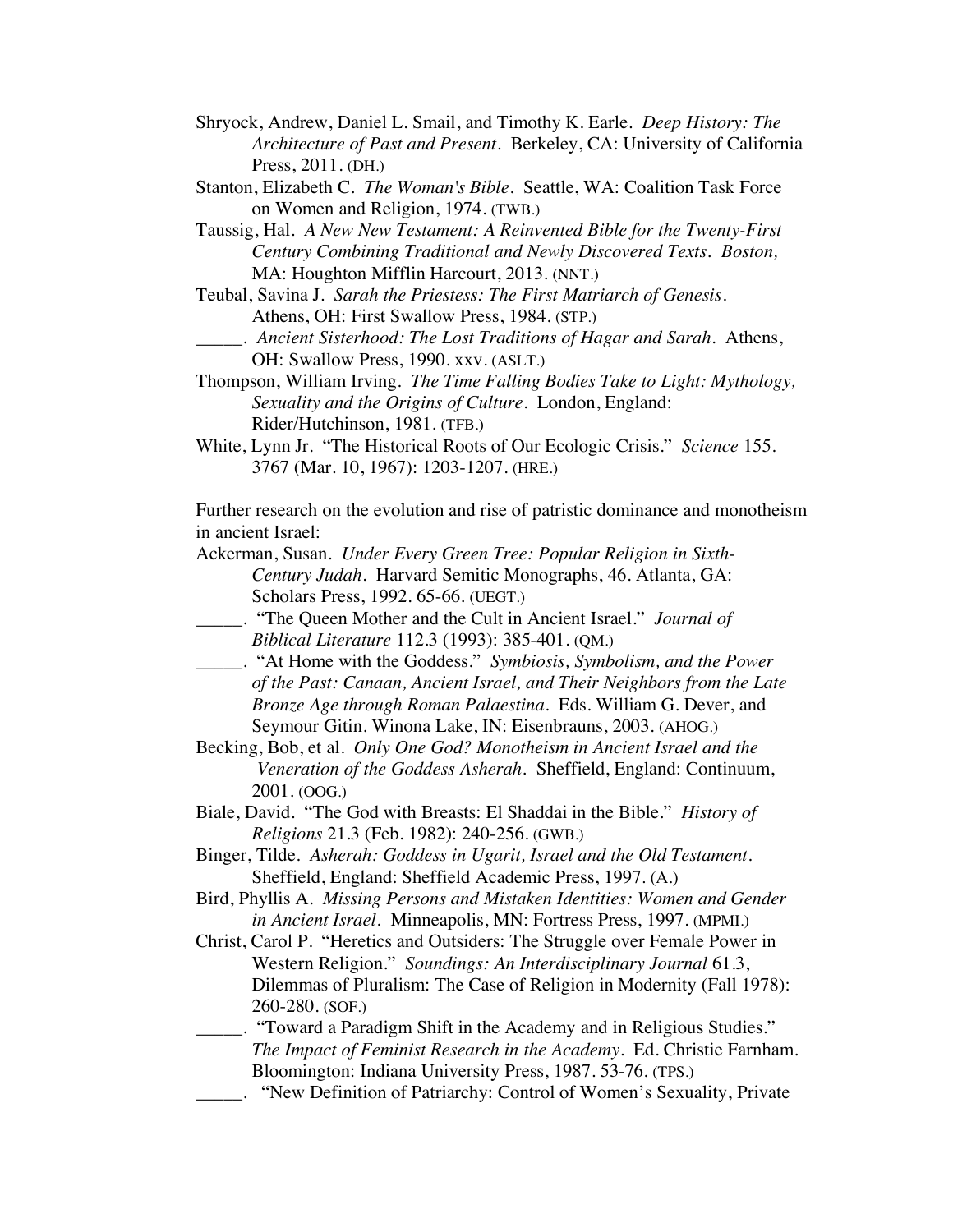Shryock, Andrew, Daniel L. Smail, and Timothy K. Earle. *Deep History: The Architecture of Past and Present*. Berkeley, CA: University of California Press, 2011. (DH.)

Stanton, Elizabeth C. *The Woman's Bible*. Seattle, WA: Coalition Task Force on Women and Religion, 1974. (TWB.)

Taussig, Hal. *A New New Testament: A Reinvented Bible for the Twenty-First Century Combining Traditional and Newly Discovered Texts. Boston,* MA: Houghton Mifflin Harcourt, 2013. (NNT.)

Teubal, Savina J. *Sarah the Priestess: The First Matriarch of Genesis*. Athens, OH: First Swallow Press, 1984. (STP.)

_____. *Ancient Sisterhood: The Lost Traditions of Hagar and Sarah*. Athens, OH: Swallow Press, 1990. xxv. (ASLT.)

Thompson, William Irving. *The Time Falling Bodies Take to Light: Mythology, Sexuality and the Origins of Culture*. London, England: Rider/Hutchinson, 1981. (TFB.)

White, Lynn Jr. "The Historical Roots of Our Ecologic Crisis." *Science* 155. 3767 (Mar. 10, 1967): 1203-1207. (HRE.)

Further research on the evolution and rise of patristic dominance and monotheism in ancient Israel:

Ackerman, Susan. *Under Every Green Tree: Popular Religion in Sixth-Century Judah*. Harvard Semitic Monographs, 46. Atlanta, GA: Scholars Press, 1992. 65-66. (UEGT.)

_____. "The Queen Mother and the Cult in Ancient Israel." *Journal of Biblical Literature* 112.3 (1993): 385-401. (QM.)

_____. "At Home with the Goddess." *Symbiosis, Symbolism, and the Power of the Past: Canaan, Ancient Israel, and Their Neighbors from the Late Bronze Age through Roman Palaestina*. Eds. William G. Dever, and Seymour Gitin. Winona Lake, IN: Eisenbrauns, 2003. (AHOG.)

Becking, Bob, et al. *Only One God? Monotheism in Ancient Israel and the Veneration of the Goddess Asherah*. Sheffield, England: Continuum, 2001. (OOG.)

Biale, David. "The God with Breasts: El Shaddai in the Bible." *History of Religions* 21.3 (Feb. 1982): 240-256. (GWB.)

Binger, Tilde. *Asherah: Goddess in Ugarit, Israel and the Old Testament*. Sheffield, England: Sheffield Academic Press, 1997. (A.)

Bird, Phyllis A. *Missing Persons and Mistaken Identities: Women and Gender in Ancient Israel*. Minneapolis, MN: Fortress Press, 1997. (MPMI.)

Christ, Carol P. "Heretics and Outsiders: The Struggle over Female Power in Western Religion." *Soundings: An Interdisciplinary Journal* 61.3, Dilemmas of Pluralism: The Case of Religion in Modernity (Fall 1978): 260-280. (SOF.)

_____. "Toward a Paradigm Shift in the Academy and in Religious Studies." *The Impact of Feminist Research in the Academy*. Ed. Christie Farnham. Bloomington: Indiana University Press, 1987. 53-76. (TPS.)

_____. "New Definition of Patriarchy: Control of Women's Sexuality, Private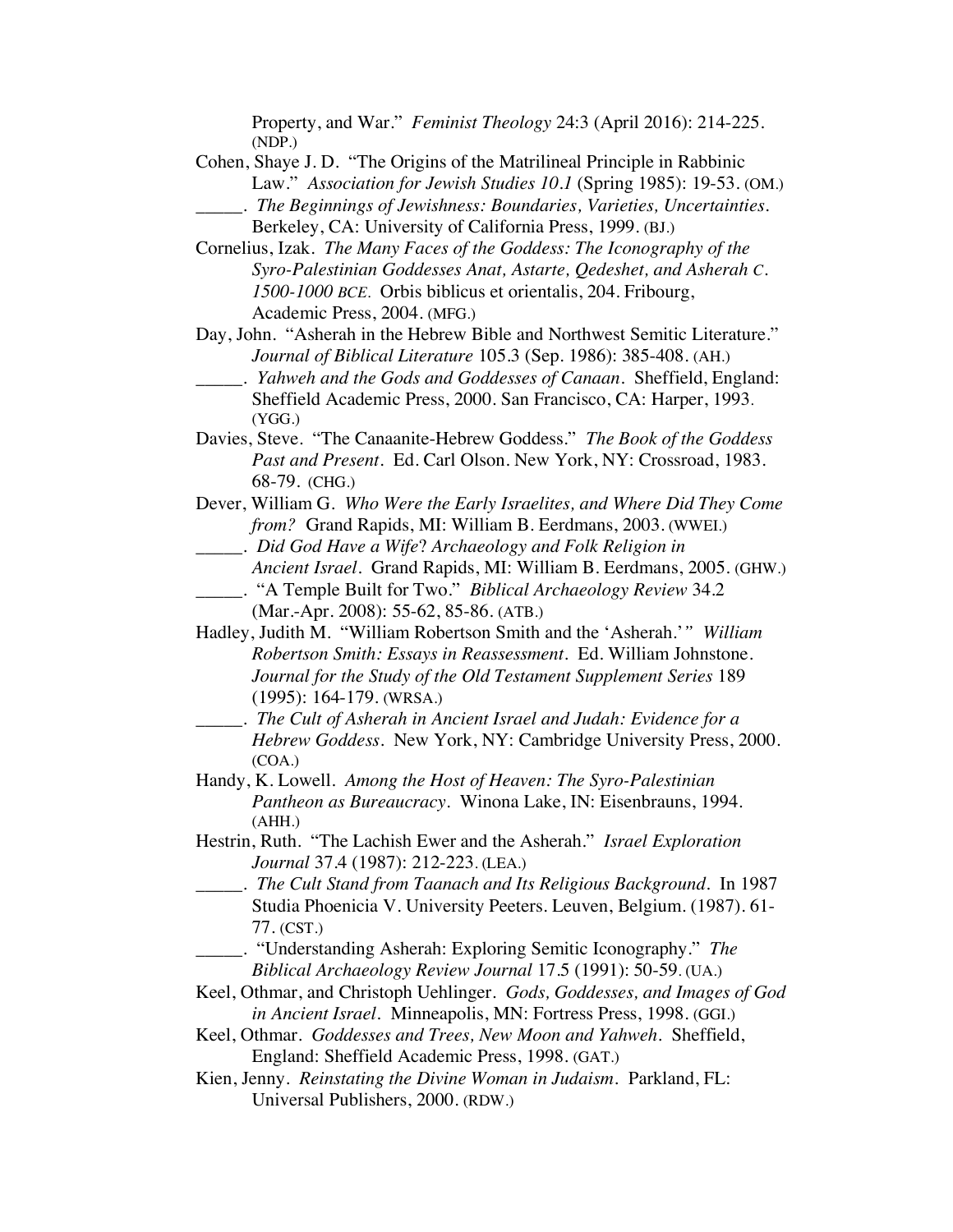Property, and War." *Feminist Theology* 24:3 (April 2016): 214-225. (NDP.)

Cohen, Shaye J. D. "The Origins of the Matrilineal Principle in Rabbinic Law." *Association for Jewish Studies 10.1* (Spring 1985): 19-53. (OM.)

_____. *The Beginnings of Jewishness: Boundaries, Varieties, Uncertainties.* Berkeley, CA: University of California Press, 1999. (BJ.)

Cornelius, Izak. *The Many Faces of the Goddess: The Iconography of the Syro-Palestinian Goddesses Anat, Astarte, Qedeshet, and Asherah c. 1500-1000 BCE.* Orbis biblicus et orientalis, 204. Fribourg, Academic Press, 2004. (MFG.)

Day, John. "Asherah in the Hebrew Bible and Northwest Semitic Literature." *Journal of Biblical Literature* 105.3 (Sep. 1986): 385-408. (AH.)

_____. *Yahweh and the Gods and Goddesses of Canaan.* Sheffield, England: Sheffield Academic Press, 2000. San Francisco, CA: Harper, 1993. (YGG.)

Davies, Steve. "The Canaanite-Hebrew Goddess." *The Book of the Goddess Past and Present.* Ed. Carl Olson. New York, NY: Crossroad, 1983. 68-79. (CHG.)

Dever, William G. *Who Were the Early Israelites, and Where Did They Come from?* Grand Rapids, MI: William B. Eerdmans, 2003. (WWEI.)

_____. *Did God Have a Wife? Archaeology and Folk Religion in Ancient Israel.* Grand Rapids, MI: William B. Eerdmans, 2005. (GHW.)

_____. "A Temple Built for Two." *Biblical Archaeology Review* 34.2 (Mar.-Apr. 2008): 55-62, 85-86. (ATB.)

Hadley, Judith M. "William Robertson Smith and the 'Asherah.'" *William Robertson Smith: Essays in Reassessment.* Ed. William Johnstone. *Journal for the Study of the Old Testament Supplement Series* 189 (1995): 164-179. (WRSA.)

_____. *The Cult of Asherah in Ancient Israel and Judah: Evidence for a Hebrew Goddess.* New York, NY: Cambridge University Press, 2000. (COA.)

Handy, K. Lowell. *Among the Host of Heaven: The Syro-Palestinian Pantheon as Bureaucracy.* Winona Lake, IN: Eisenbrauns, 1994. (AHH.)

Hestrin, Ruth. "The Lachish Ewer and the Asherah." *Israel Exploration Journal* 37.4 (1987): 212-223. (LEA.)

_____. *The Cult Stand from Taanach and Its Religious Background.* In 1987 Studia Phoenicia V. University Peeters. Leuven, Belgium. (1987). 61-77. (CST.)

_____. "Understanding Asherah: Exploring Semitic Iconography." *The Biblical Archaeology Review Journal* 17.5 (1991): 50-59. (UA.)

Keel, Othmar, and Christoph Uehlinger. *Gods, Goddesses, and Images of God in Ancient Israel.* Minneapolis, MN: Fortress Press, 1998. (GGI.)

Keel, Othmar. *Goddesses and Trees, New Moon and Yahweh.* Sheffield, England: Sheffield Academic Press, 1998. (GAT.)

Kien, Jenny. *Reinstating the Divine Woman in Judaism.* Parkland, FL: Universal Publishers, 2000. (RDW.)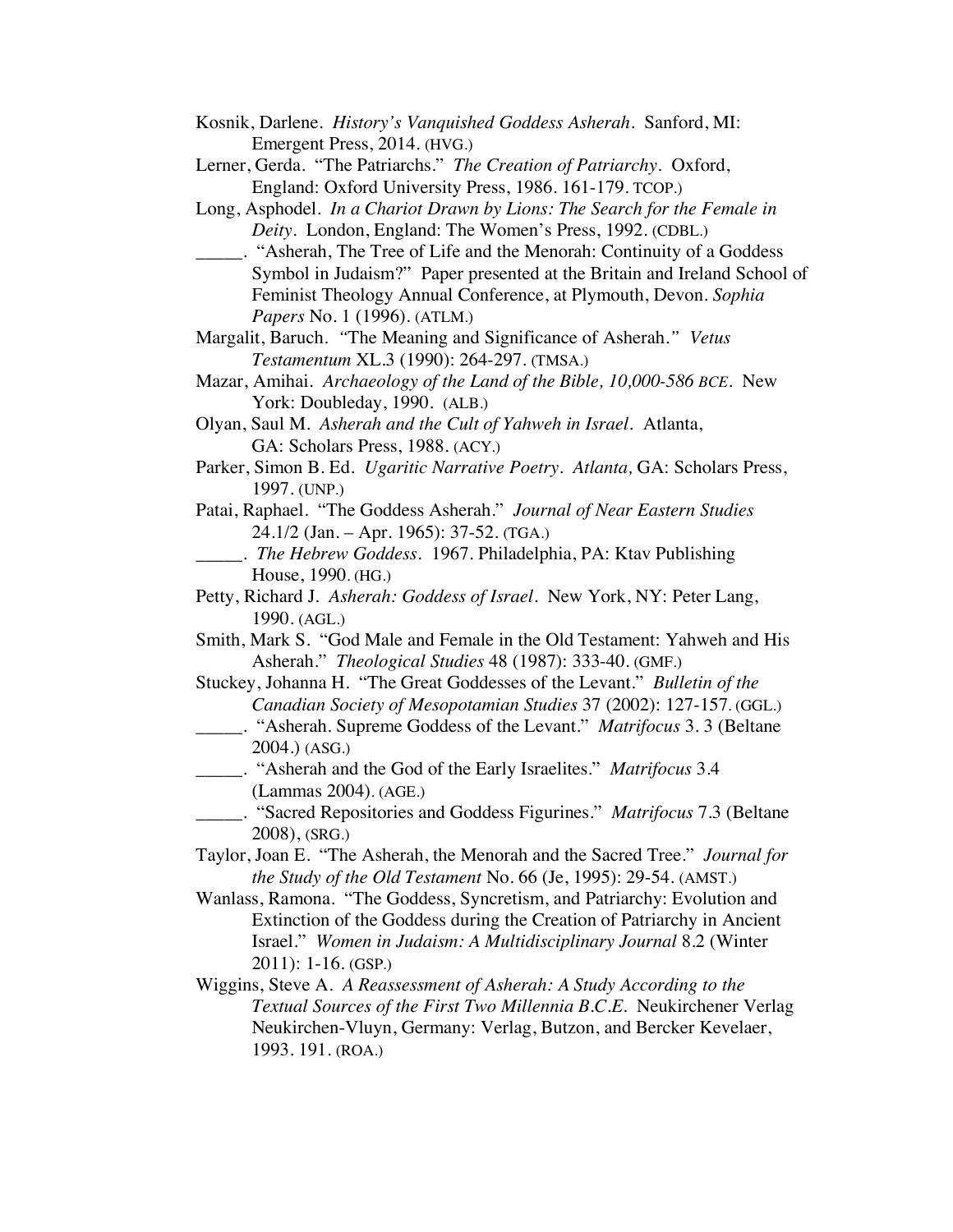Kosnik, Darlene. *History's Vanquished Goddess Asherah*. Sanford, MI: Emergent Press, 2014. (HVG.)

Lerner, Gerda. "The Patriarchs." *The Creation of Patriarchy*. Oxford, England: Oxford University Press, 1986. 161-179. TCOP.)

Long, Asphodel. *In a Chariot Drawn by Lions: The Search for the Female in Deity*. London, England: The Women's Press, 1992. (CDBL.)

_____. "Asherah, The Tree of Life and the Menorah: Continuity of a Goddess Symbol in Judaism?" Paper presented at the Britain and Ireland School of Feminist Theology Annual Conference, at Plymouth, Devon. *Sophia Papers* No. 1 (1996). (ATLM.)

Margalit, Baruch. "The Meaning and Significance of Asherah." *Vetus Testamentum* XL.3 (1990): 264-297. (TMSA.)

Mazar, Amihai. *Archaeology of the Land of the Bible, 10,000-586 BCE*. New York: Doubleday, 1990. (ALB.)

Olyan, Saul M. *Asherah and the Cult of Yahweh in Israel*. Atlanta, GA: Scholars Press, 1988. (ACY.)

Parker, Simon B. Ed. *Ugaritic Narrative Poetry*. *Atlanta,* GA: Scholars Press, 1997. (UNP.)

Patai, Raphael. "The Goddess Asherah." *Journal of Near Eastern Studies* 24.1/2 (Jan. – Apr. 1965): 37-52. (TGA.)

_____. *The Hebrew Goddess*. 1967. Philadelphia, PA: Ktav Publishing House, 1990. (HG.)

Petty, Richard J. *Asherah: Goddess of Israel*. New York, NY: Peter Lang, 1990. (AGL.)

Smith, Mark S. "God Male and Female in the Old Testament: Yahweh and His Asherah." *Theological Studies* 48 (1987): 333-40. (GMF.)

Stuckey, Johanna H. "The Great Goddesses of the Levant." *Bulletin of the Canadian Society of Mesopotamian Studies* 37 (2002): 127-157. (GGL.)

_____. "Asherah. Supreme Goddess of the Levant." *Matrifocus* 3. 3 (Beltane 2004.) (ASG.)

_____. "Asherah and the God of the Early Israelites." *Matrifocus* 3.4 (Lammas 2004). (AGE.)

_____. "Sacred Repositories and Goddess Figurines." *Matrifocus* 7.3 (Beltane 2008), (SRG.)

Taylor, Joan E. "The Asherah, the Menorah and the Sacred Tree." *Journal for the Study of the Old Testament* No. 66 (Je, 1995): 29-54. (AMST.)

Wanlass, Ramona. "The Goddess, Syncretism, and Patriarchy: Evolution and Extinction of the Goddess during the Creation of Patriarchy in Ancient Israel." *Women in Judaism: A Multidisciplinary Journal* 8.2 (Winter 2011): 1-16. (GSP.)

Wiggins, Steve A. *A Reassessment of Asherah: A Study According to the Textual Sources of the First Two Millennia B.C.E.* Neukirchener Verlag Neukirchen-Vluyn, Germany: Verlag, Butzon, and Bercker Kevelaer, 1993. 191. (ROA.)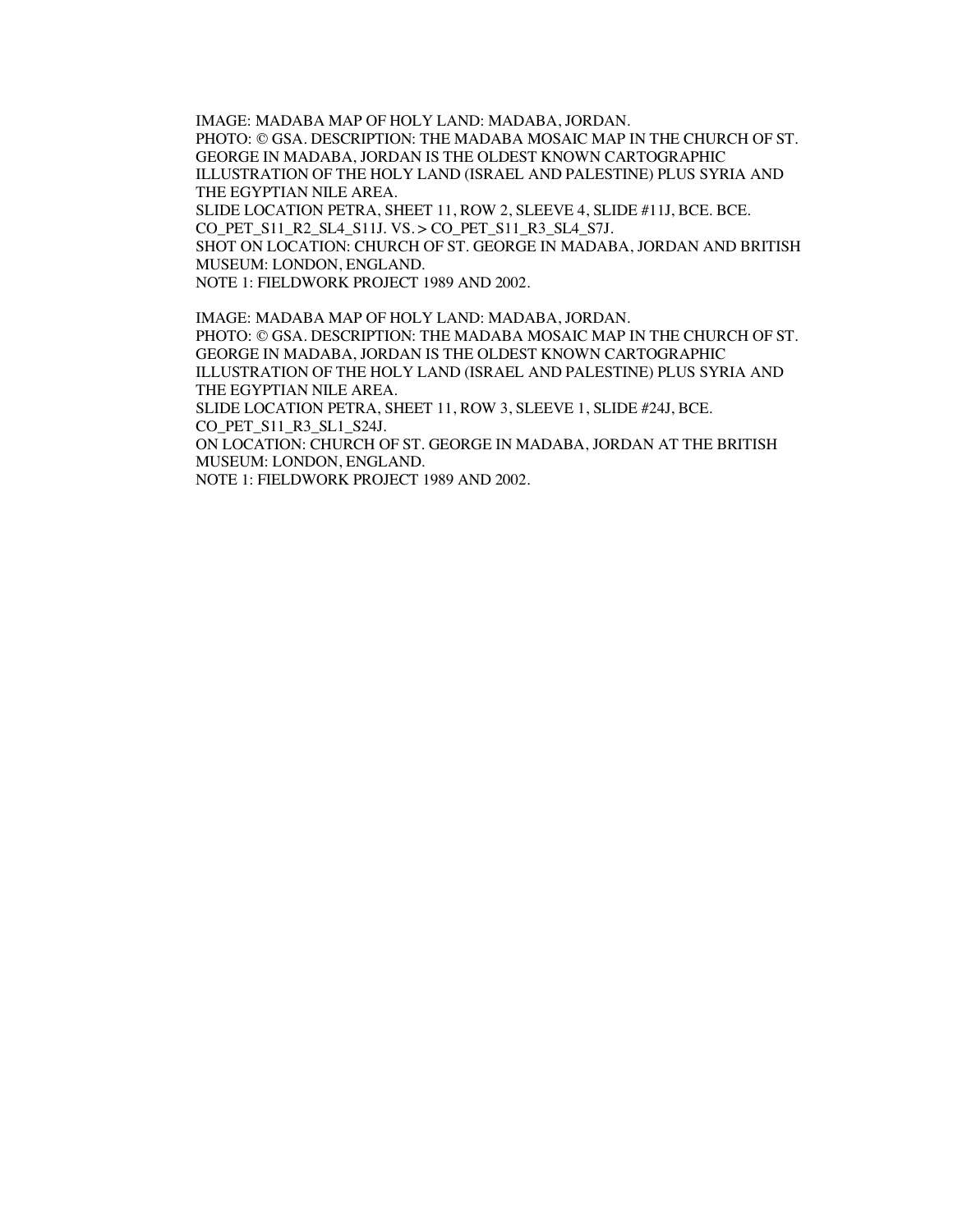IMAGE: MADABA MAP OF HOLY LAND: MADABA, JORDAN.
PHOTO: © GSA. DESCRIPTION: THE MADABA MOSAIC MAP IN THE CHURCH OF ST. GEORGE IN MADABA, JORDAN IS THE OLDEST KNOWN CARTOGRAPHIC ILLUSTRATION OF THE HOLY LAND (ISRAEL AND PALESTINE) PLUS SYRIA AND THE EGYPTIAN NILE AREA.
SLIDE LOCATION PETRA, SHEET 11, ROW 2, SLEEVE 4, SLIDE #11J, BCE. BCE.
CO_PET_S11_R2_SL4_S11J. VS. > CO_PET_S11_R3_SL4_S7J.
SHOT ON LOCATION: CHURCH OF ST. GEORGE IN MADABA, JORDAN AND BRITISH MUSEUM: LONDON, ENGLAND.
NOTE 1: FIELDWORK PROJECT 1989 AND 2002.

IMAGE: MADABA MAP OF HOLY LAND: MADABA, JORDAN.
PHOTO: © GSA. DESCRIPTION: THE MADABA MOSAIC MAP IN THE CHURCH OF ST. GEORGE IN MADABA, JORDAN IS THE OLDEST KNOWN CARTOGRAPHIC ILLUSTRATION OF THE HOLY LAND (ISRAEL AND PALESTINE) PLUS SYRIA AND THE EGYPTIAN NILE AREA.
SLIDE LOCATION PETRA, SHEET 11, ROW 3, SLEEVE 1, SLIDE #24J, BCE.
CO_PET_S11_R3_SL1_S24J.
ON LOCATION: CHURCH OF ST. GEORGE IN MADABA, JORDAN AT THE BRITISH MUSEUM: LONDON, ENGLAND.
NOTE 1: FIELDWORK PROJECT 1989 AND 2002.